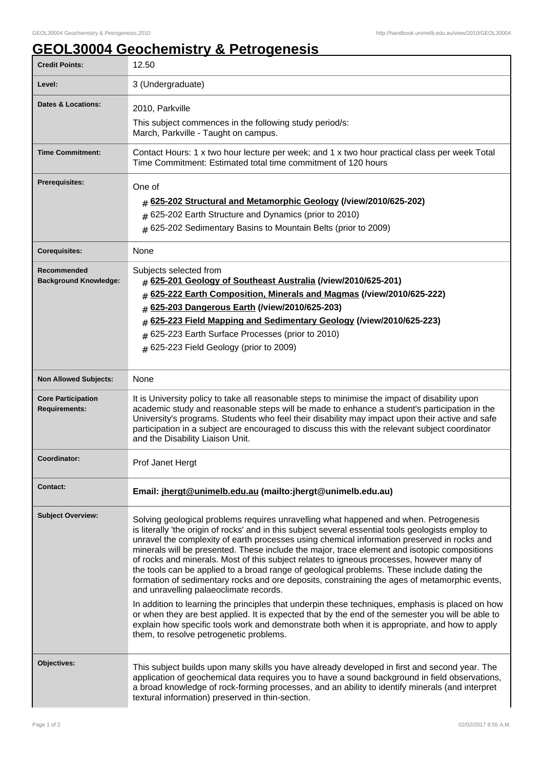# GEOL30004 Geochemistry & Petrogenesis

| | |
|---|---|
| **Credit Points:** | 12.50 |
| **Level:** | 3 (Undergraduate) |
| **Dates & Locations:** | 2010, Parkville<br>This subject commences in the following study period/s:<br>March, Parkville - Taught on campus. |
| **Time Commitment:** | Contact Hours: 1 x two hour lecture per week; and 1 x two hour practical class per week Total Time Commitment: Estimated total time commitment of 120 hours |
| **Prerequisites:** | One of<br># **625-202 Structural and Metamorphic Geology (/view/2010/625-202)**<br># 625-202 Earth Structure and Dynamics (prior to 2010)<br># 625-202 Sedimentary Basins to Mountain Belts (prior to 2009) |
| **Corequisites:** | None |
| **Recommended Background Knowledge:** | Subjects selected from<br># **625-201 Geology of Southeast Australia (/view/2010/625-201)**<br># **625-222 Earth Composition, Minerals and Magmas (/view/2010/625-222)**<br># **625-203 Dangerous Earth (/view/2010/625-203)**<br># **625-223 Field Mapping and Sedimentary Geology (/view/2010/625-223)**<br># 625-223 Earth Surface Processes (prior to 2010)<br># 625-223 Field Geology (prior to 2009) |
| **Non Allowed Subjects:** | None |
| **Core Participation Requirements:** | It is University policy to take all reasonable steps to minimise the impact of disability upon academic study and reasonable steps will be made to enhance a student's participation in the University's programs. Students who feel their disability may impact upon their active and safe participation in a subject are encouraged to discuss this with the relevant subject coordinator and the Disability Liaison Unit. |
| **Coordinator:** | Prof Janet Hergt |
| **Contact:** | **Email: jhergt@unimelb.edu.au (mailto:jhergt@unimelb.edu.au)** |
| **Subject Overview:** | Solving geological problems requires unravelling what happened and when. Petrogenesis is literally 'the origin of rocks' and in this subject several essential tools geologists employ to unravel the complexity of earth processes using chemical information preserved in rocks and minerals will be presented. These include the major, trace element and isotopic compositions of rocks and minerals. Most of this subject relates to igneous processes, however many of the tools can be applied to a broad range of geological problems. These include dating the formation of sedimentary rocks and ore deposits, constraining the ages of metamorphic events, and unravelling palaeoclimate records.<br><br>In addition to learning the principles that underpin these techniques, emphasis is placed on how or when they are best applied. It is expected that by the end of the semester you will be able to explain how specific tools work and demonstrate both when it is appropriate, and how to apply them, to resolve petrogenetic problems. |
| **Objectives:** | This subject builds upon many skills you have already developed in first and second year. The application of geochemical data requires you to have a sound background in field observations, a broad knowledge of rock-forming processes, and an ability to identify minerals (and interpret textural information) preserved in thin-section. |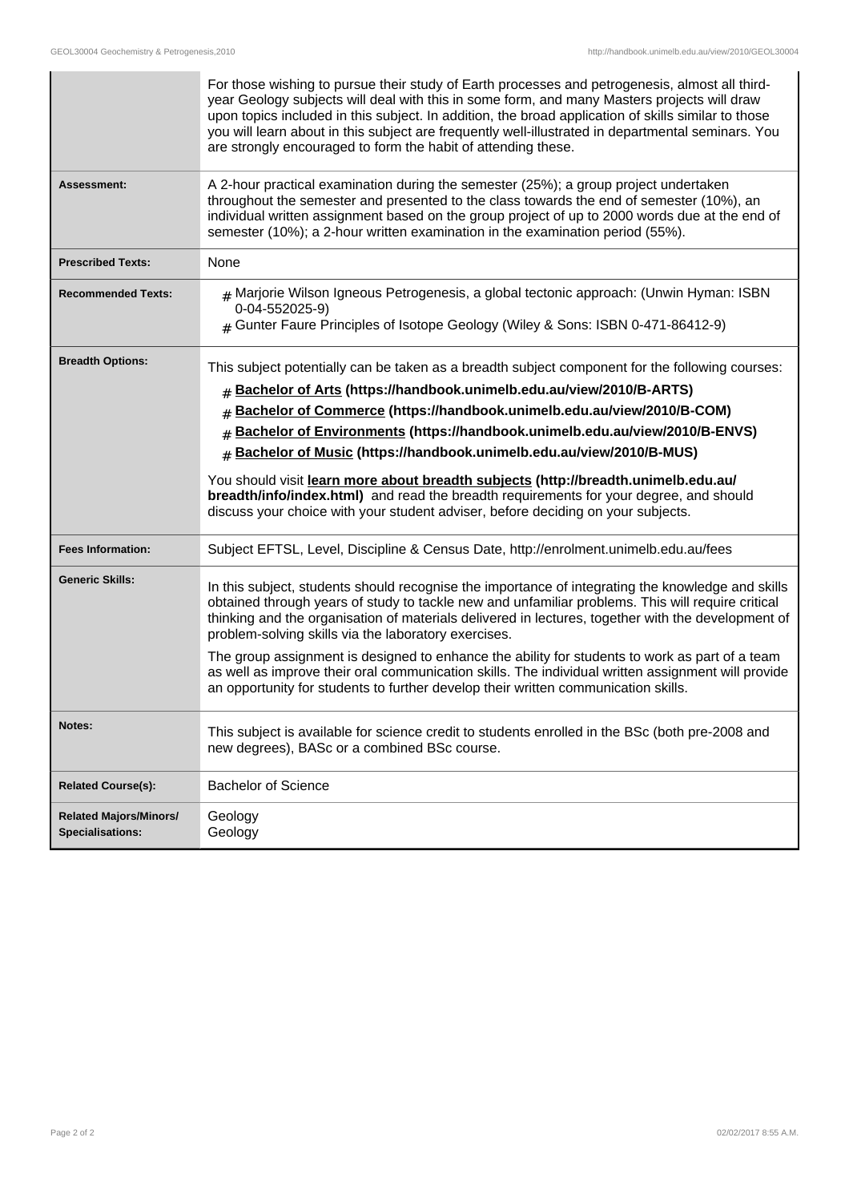| | |
|---|---|
| | For those wishing to pursue their study of Earth processes and petrogenesis, almost all third-year Geology subjects will deal with this in some form, and many Masters projects will draw upon topics included in this subject. In addition, the broad application of skills similar to those you will learn about in this subject are frequently well-illustrated in departmental seminars. You are strongly encouraged to form the habit of attending these. |
| **Assessment:** | A 2-hour practical examination during the semester (25%); a group project undertaken throughout the semester and presented to the class towards the end of semester (10%), an individual written assignment based on the group project of up to 2000 words due at the end of semester (10%); a 2-hour written examination in the examination period (55%). |
| **Prescribed Texts:** | None |
| **Recommended Texts:** | # Marjorie Wilson Igneous Petrogenesis, a global tectonic approach: (Unwin Hyman: ISBN 0-04-552025-9)<br># Gunter Faure Principles of Isotope Geology (Wiley & Sons: ISBN 0-471-86412-9) |
| **Breadth Options:** | This subject potentially can be taken as a breadth subject component for the following courses:<br># **Bachelor of Arts (https://handbook.unimelb.edu.au/view/2010/B-ARTS)**<br># **Bachelor of Commerce (https://handbook.unimelb.edu.au/view/2010/B-COM)**<br># **Bachelor of Environments (https://handbook.unimelb.edu.au/view/2010/B-ENVS)**<br># **Bachelor of Music (https://handbook.unimelb.edu.au/view/2010/B-MUS)**<br>You should visit **learn more about breadth subjects (http://breadth.unimelb.edu.au/breadth/info/index.html)** and read the breadth requirements for your degree, and should discuss your choice with your student adviser, before deciding on your subjects. |
| **Fees Information:** | Subject EFTSL, Level, Discipline & Census Date, http://enrolment.unimelb.edu.au/fees |
| **Generic Skills:** | In this subject, students should recognise the importance of integrating the knowledge and skills obtained through years of study to tackle new and unfamiliar problems. This will require critical thinking and the organisation of materials delivered in lectures, together with the development of problem-solving skills via the laboratory exercises.<br>The group assignment is designed to enhance the ability for students to work as part of a team as well as improve their oral communication skills. The individual written assignment will provide an opportunity for students to further develop their written communication skills. |
| **Notes:** | This subject is available for science credit to students enrolled in the BSc (both pre-2008 and new degrees), BASc or a combined BSc course. |
| **Related Course(s):** | Bachelor of Science |
| **Related Majors/Minors/ Specialisations:** | Geology<br>Geology |